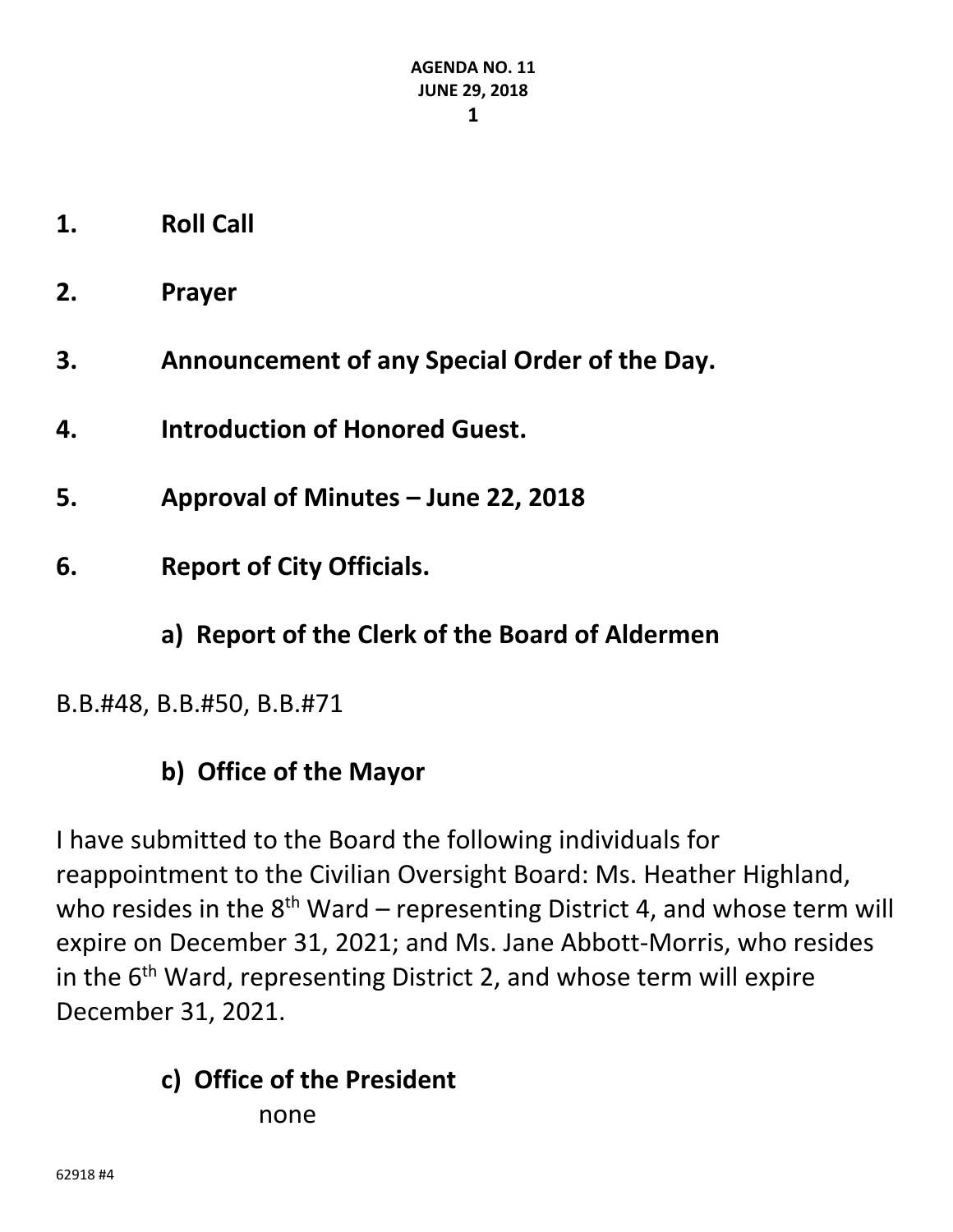**AGENDA NO. 11**
**JUNE 29, 2018**

**1. Roll Call**

**2. Prayer**

**3. Announcement of any Special Order of the Day.**

**4. Introduction of Honored Guest.**

**5. Approval of Minutes – June 22, 2018**

**6. Report of City Officials.**

**a) Report of the Clerk of the Board of Aldermen**

B.B.#48, B.B.#50, B.B.#71

**b) Office of the Mayor**

I have submitted to the Board the following individuals for reappointment to the Civilian Oversight Board: Ms. Heather Highland, who resides in the 8th Ward – representing District 4, and whose term will expire on December 31, 2021; and Ms. Jane Abbott-Morris, who resides in the 6th Ward, representing District 2, and whose term will expire December 31, 2021.

**c) Office of the President**

none

62918 #4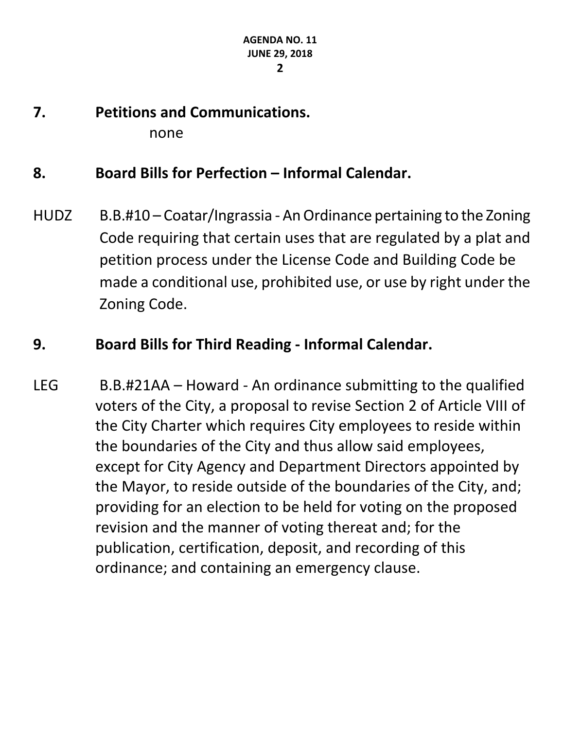## 7. Petitions and Communications.

none

## 8. Board Bills for Perfection – Informal Calendar.

HUDZ B.B.#10 – Coatar/Ingrassia - An Ordinance pertaining to the Zoning Code requiring that certain uses that are regulated by a plat and petition process under the License Code and Building Code be made a conditional use, prohibited use, or use by right under the Zoning Code.

## 9. Board Bills for Third Reading - Informal Calendar.

LEG B.B.#21AA – Howard - An ordinance submitting to the qualified voters of the City, a proposal to revise Section 2 of Article VIII of the City Charter which requires City employees to reside within the boundaries of the City and thus allow said employees, except for City Agency and Department Directors appointed by the Mayor, to reside outside of the boundaries of the City, and; providing for an election to be held for voting on the proposed revision and the manner of voting thereat and; for the publication, certification, deposit, and recording of this ordinance; and containing an emergency clause.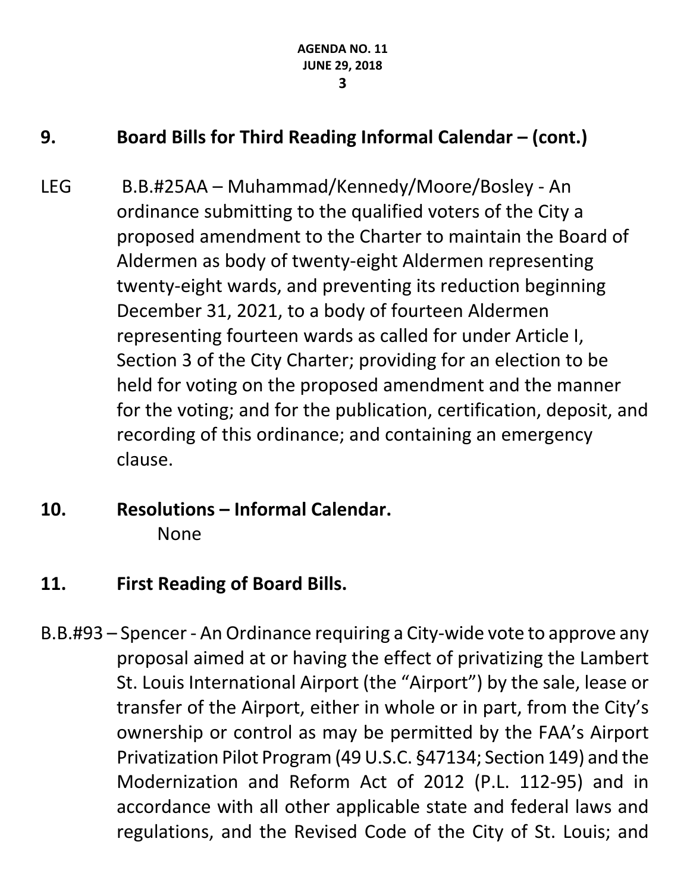## 9. Board Bills for Third Reading Informal Calendar – (cont.)

LEG B.B.#25AA – Muhammad/Kennedy/Moore/Bosley - An ordinance submitting to the qualified voters of the City a proposed amendment to the Charter to maintain the Board of Aldermen as body of twenty-eight Aldermen representing twenty-eight wards, and preventing its reduction beginning December 31, 2021, to a body of fourteen Aldermen representing fourteen wards as called for under Article I, Section 3 of the City Charter; providing for an election to be held for voting on the proposed amendment and the manner for the voting; and for the publication, certification, deposit, and recording of this ordinance; and containing an emergency clause.

## 10. Resolutions – Informal Calendar.

None

## 11. First Reading of Board Bills.

B.B.#93 – Spencer - An Ordinance requiring a City-wide vote to approve any proposal aimed at or having the effect of privatizing the Lambert St. Louis International Airport (the "Airport") by the sale, lease or transfer of the Airport, either in whole or in part, from the City's ownership or control as may be permitted by the FAA's Airport Privatization Pilot Program (49 U.S.C. §47134; Section 149) and the Modernization and Reform Act of 2012 (P.L. 112-95) and in accordance with all other applicable state and federal laws and regulations, and the Revised Code of the City of St. Louis; and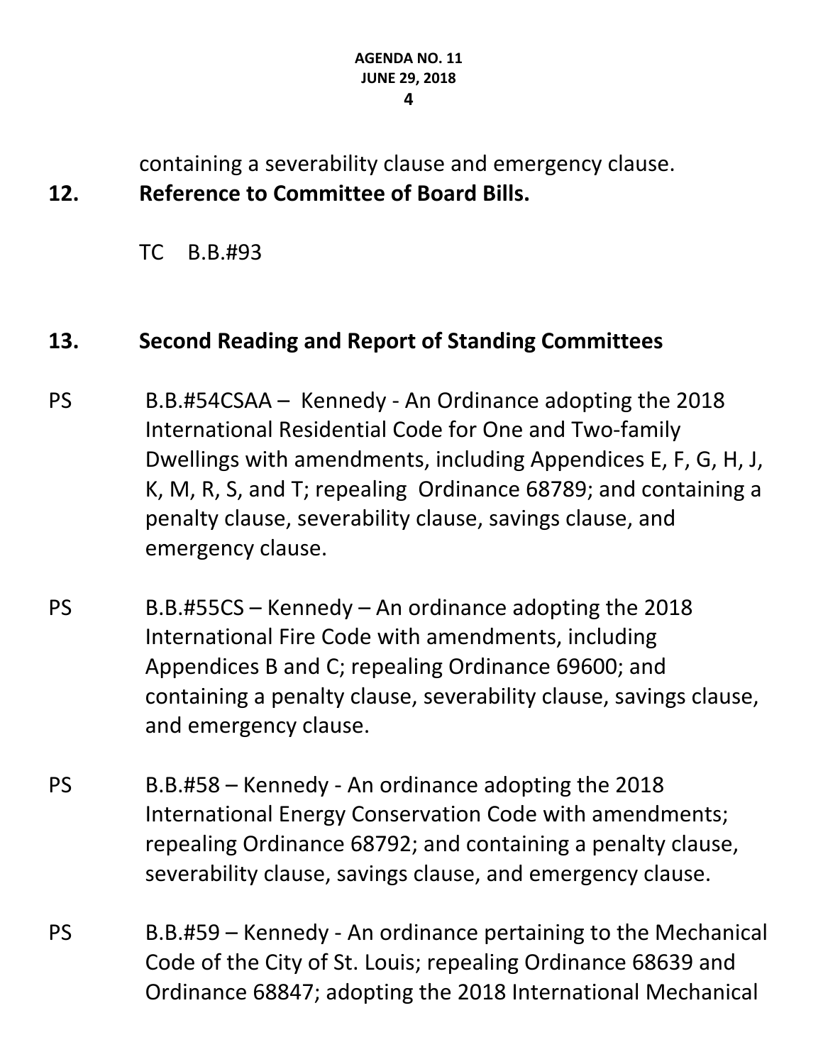containing a severability clause and emergency clause.

## 12. Reference to Committee of Board Bills.

TC B.B.#93

## 13. Second Reading and Report of Standing Committees

PS B.B.#54CSAA – Kennedy - An Ordinance adopting the 2018 International Residential Code for One and Two-family Dwellings with amendments, including Appendices E, F, G, H, J, K, M, R, S, and T; repealing Ordinance 68789; and containing a penalty clause, severability clause, savings clause, and emergency clause.

PS B.B.#55CS – Kennedy – An ordinance adopting the 2018 International Fire Code with amendments, including Appendices B and C; repealing Ordinance 69600; and containing a penalty clause, severability clause, savings clause, and emergency clause.

PS B.B.#58 – Kennedy - An ordinance adopting the 2018 International Energy Conservation Code with amendments; repealing Ordinance 68792; and containing a penalty clause, severability clause, savings clause, and emergency clause.

PS B.B.#59 – Kennedy - An ordinance pertaining to the Mechanical Code of the City of St. Louis; repealing Ordinance 68639 and Ordinance 68847; adopting the 2018 International Mechanical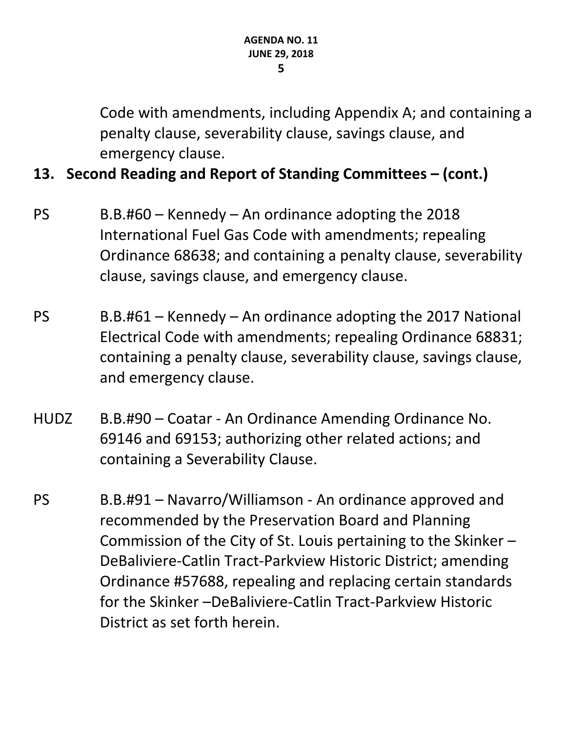Code with amendments, including Appendix A; and containing a penalty clause, severability clause, savings clause, and emergency clause.

**13. Second Reading and Report of Standing Committees – (cont.)**

PS B.B.#60 – Kennedy – An ordinance adopting the 2018 International Fuel Gas Code with amendments; repealing Ordinance 68638; and containing a penalty clause, severability clause, savings clause, and emergency clause.

PS B.B.#61 – Kennedy – An ordinance adopting the 2017 National Electrical Code with amendments; repealing Ordinance 68831; containing a penalty clause, severability clause, savings clause, and emergency clause.

HUDZ B.B.#90 – Coatar - An Ordinance Amending Ordinance No. 69146 and 69153; authorizing other related actions; and containing a Severability Clause.

PS B.B.#91 – Navarro/Williamson - An ordinance approved and recommended by the Preservation Board and Planning Commission of the City of St. Louis pertaining to the Skinker – DeBaliviere-Catlin Tract-Parkview Historic District; amending Ordinance #57688, repealing and replacing certain standards for the Skinker –DeBaliviere-Catlin Tract-Parkview Historic District as set forth herein.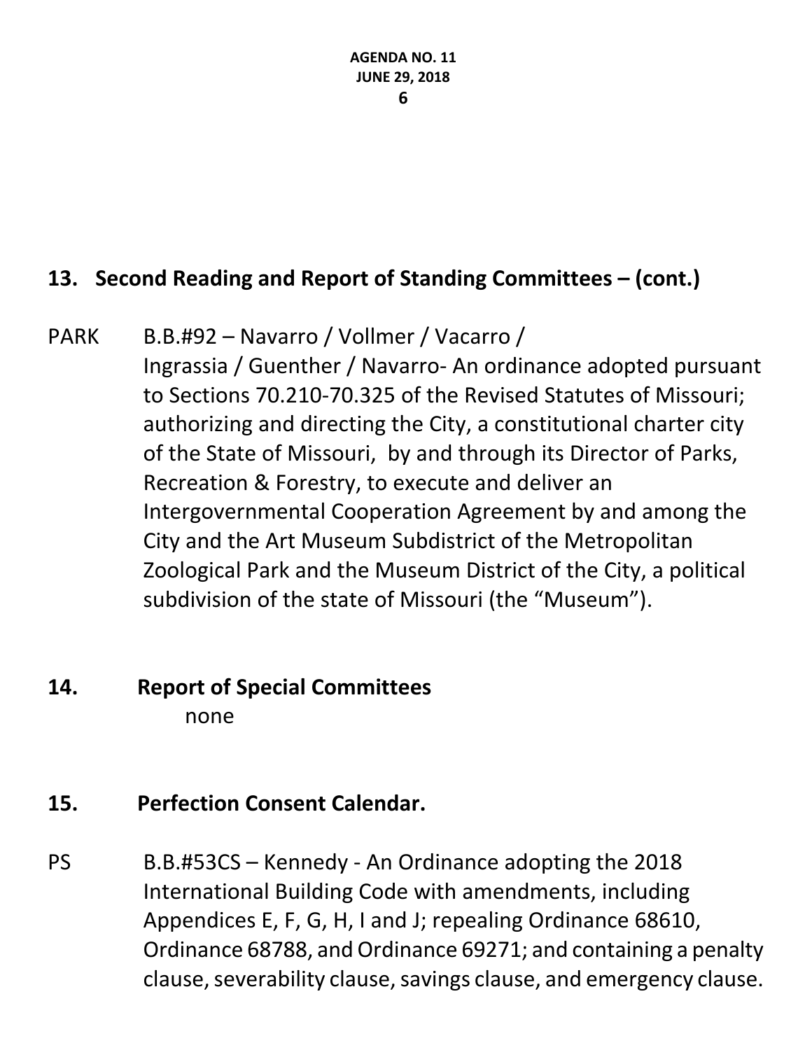## 13. Second Reading and Report of Standing Committees – (cont.)

PARK B.B.#92 – Navarro / Vollmer / Vacarro / Ingrassia / Guenther / Navarro- An ordinance adopted pursuant to Sections 70.210-70.325 of the Revised Statutes of Missouri; authorizing and directing the City, a constitutional charter city of the State of Missouri, by and through its Director of Parks, Recreation & Forestry, to execute and deliver an Intergovernmental Cooperation Agreement by and among the City and the Art Museum Subdistrict of the Metropolitan Zoological Park and the Museum District of the City, a political subdivision of the state of Missouri (the "Museum").

## 14. Report of Special Committees

none

## 15. Perfection Consent Calendar.

PS B.B.#53CS – Kennedy - An Ordinance adopting the 2018 International Building Code with amendments, including Appendices E, F, G, H, I and J; repealing Ordinance 68610, Ordinance 68788, and Ordinance 69271; and containing a penalty clause, severability clause, savings clause, and emergency clause.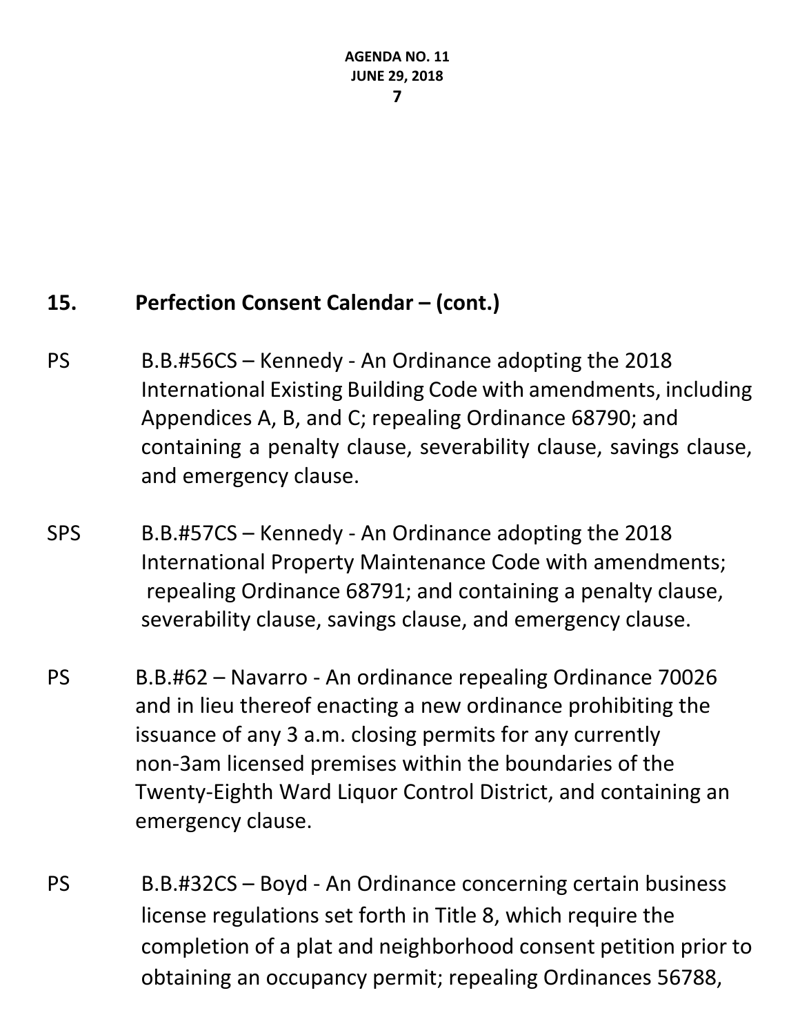## 15. Perfection Consent Calendar – (cont.)

PS B.B.#56CS – Kennedy - An Ordinance adopting the 2018 International Existing Building Code with amendments, including Appendices A, B, and C; repealing Ordinance 68790; and containing a penalty clause, severability clause, savings clause, and emergency clause.

SPS B.B.#57CS – Kennedy - An Ordinance adopting the 2018 International Property Maintenance Code with amendments; repealing Ordinance 68791; and containing a penalty clause, severability clause, savings clause, and emergency clause.

PS B.B.#62 – Navarro - An ordinance repealing Ordinance 70026 and in lieu thereof enacting a new ordinance prohibiting the issuance of any 3 a.m. closing permits for any currently non-3am licensed premises within the boundaries of the Twenty-Eighth Ward Liquor Control District, and containing an emergency clause.

PS B.B.#32CS – Boyd - An Ordinance concerning certain business license regulations set forth in Title 8, which require the completion of a plat and neighborhood consent petition prior to obtaining an occupancy permit; repealing Ordinances 56788,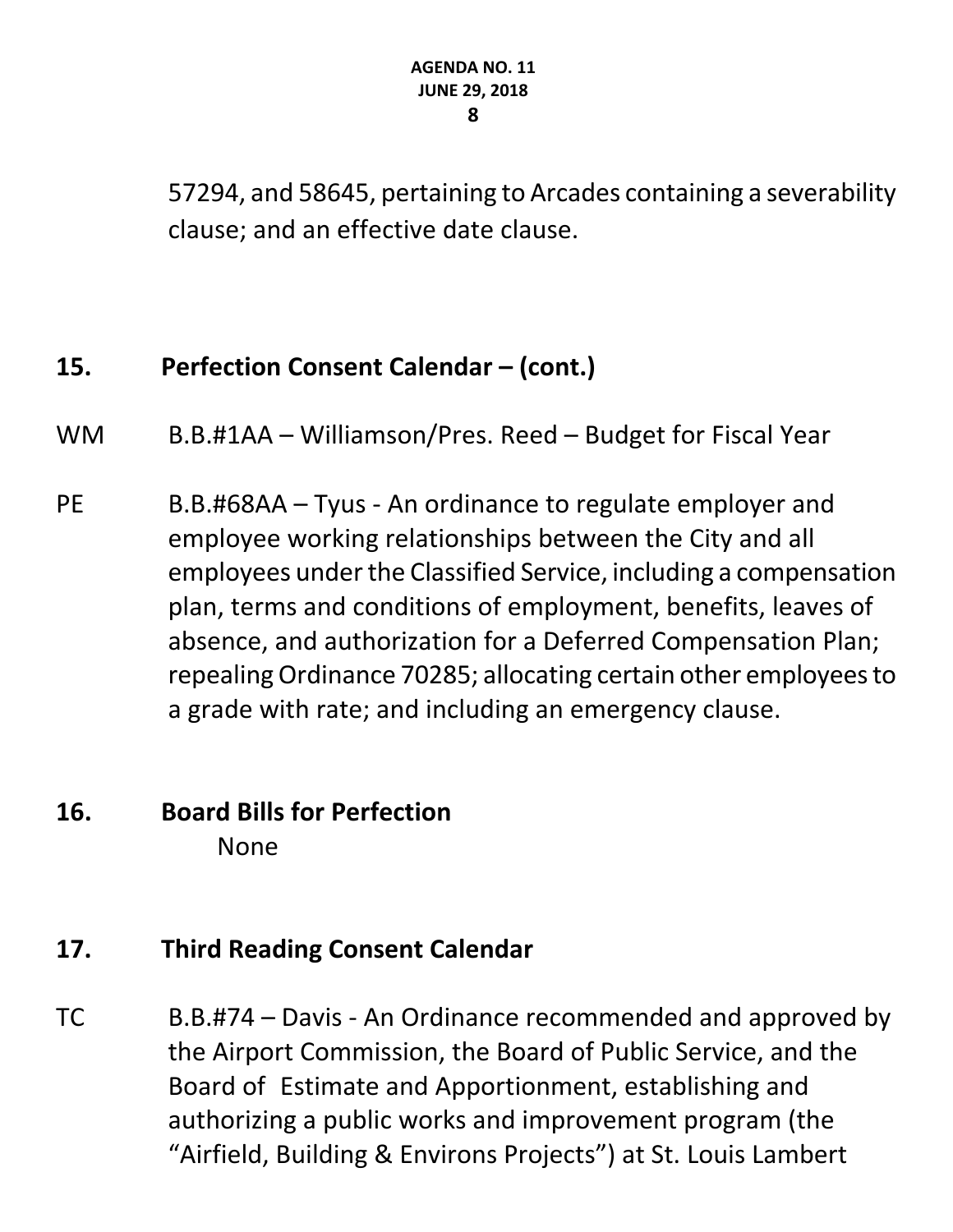57294, and 58645, pertaining to Arcades containing a severability clause; and an effective date clause.

## 15. Perfection Consent Calendar – (cont.)

WM B.B.#1AA – Williamson/Pres. Reed – Budget for Fiscal Year

PE B.B.#68AA – Tyus - An ordinance to regulate employer and employee working relationships between the City and all employees under the Classified Service, including a compensation plan, terms and conditions of employment, benefits, leaves of absence, and authorization for a Deferred Compensation Plan; repealing Ordinance 70285; allocating certain other employees to a grade with rate; and including an emergency clause.

## 16. Board Bills for Perfection

None

## 17. Third Reading Consent Calendar

TC B.B.#74 – Davis - An Ordinance recommended and approved by the Airport Commission, the Board of Public Service, and the Board of Estimate and Apportionment, establishing and authorizing a public works and improvement program (the "Airfield, Building & Environs Projects") at St. Louis Lambert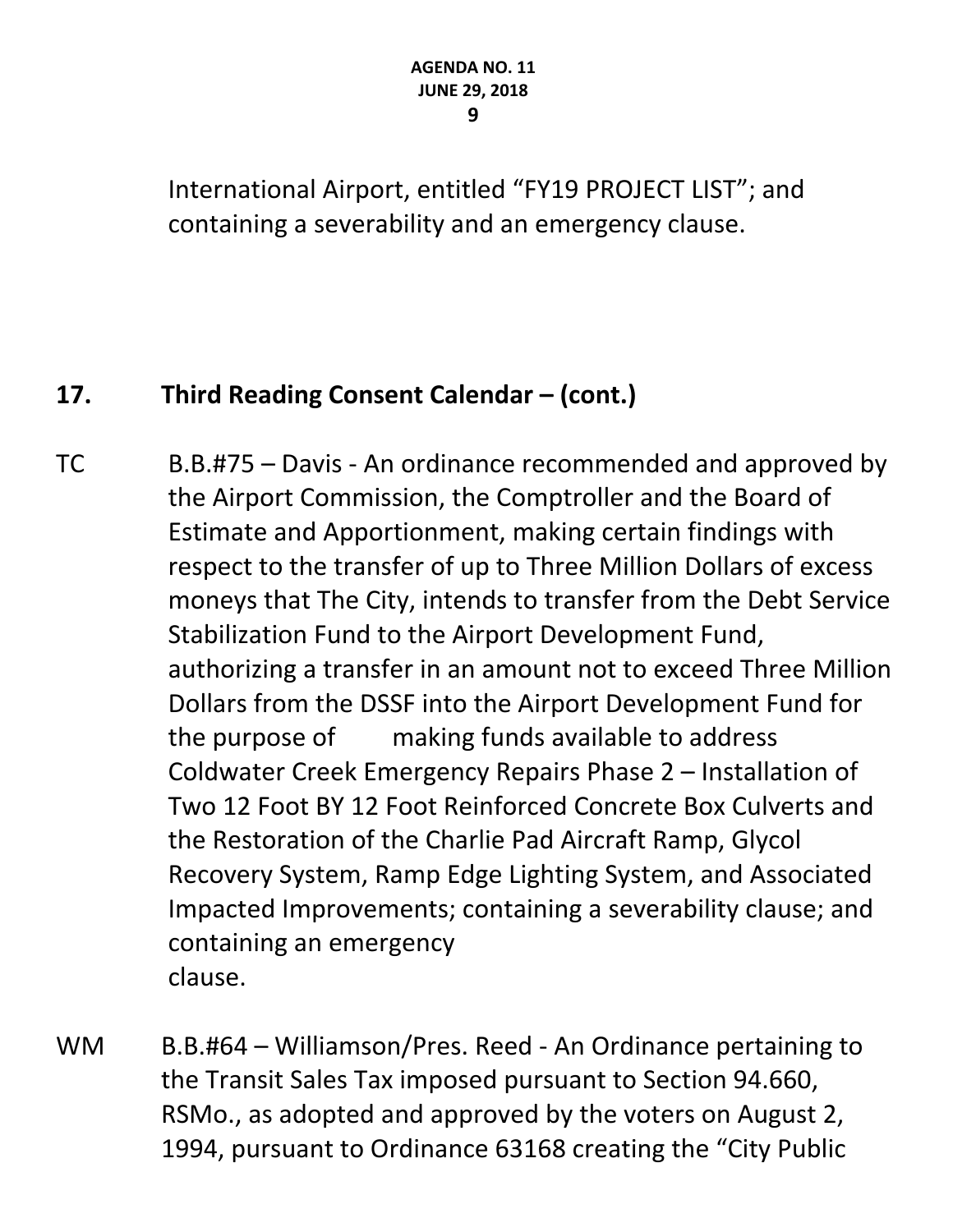International Airport, entitled "FY19 PROJECT LIST"; and containing a severability and an emergency clause.

**17. Third Reading Consent Calendar – (cont.)**

TC B.B.#75 – Davis - An ordinance recommended and approved by the Airport Commission, the Comptroller and the Board of Estimate and Apportionment, making certain findings with respect to the transfer of up to Three Million Dollars of excess moneys that The City, intends to transfer from the Debt Service Stabilization Fund to the Airport Development Fund, authorizing a transfer in an amount not to exceed Three Million Dollars from the DSSF into the Airport Development Fund for the purpose of making funds available to address Coldwater Creek Emergency Repairs Phase 2 – Installation of Two 12 Foot BY 12 Foot Reinforced Concrete Box Culverts and the Restoration of the Charlie Pad Aircraft Ramp, Glycol Recovery System, Ramp Edge Lighting System, and Associated Impacted Improvements; containing a severability clause; and containing an emergency clause.

WM B.B.#64 – Williamson/Pres. Reed - An Ordinance pertaining to the Transit Sales Tax imposed pursuant to Section 94.660, RSMo., as adopted and approved by the voters on August 2, 1994, pursuant to Ordinance 63168 creating the "City Public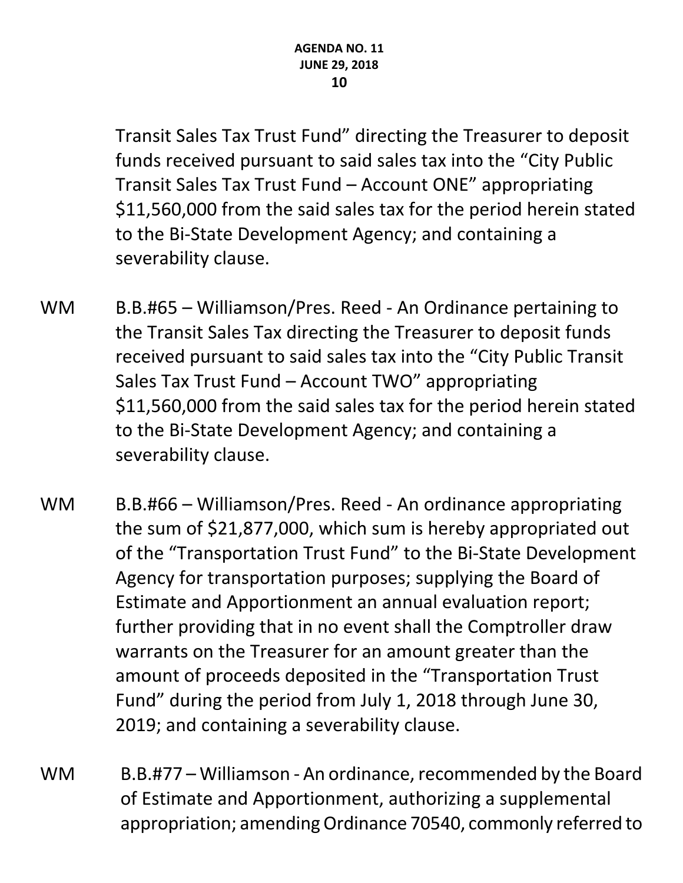Transit Sales Tax Trust Fund" directing the Treasurer to deposit funds received pursuant to said sales tax into the "City Public Transit Sales Tax Trust Fund – Account ONE" appropriating $11,560,000 from the said sales tax for the period herein stated to the Bi-State Development Agency; and containing a severability clause.

WM B.B.#65 – Williamson/Pres. Reed - An Ordinance pertaining to the Transit Sales Tax directing the Treasurer to deposit funds received pursuant to said sales tax into the "City Public Transit Sales Tax Trust Fund – Account TWO" appropriating $11,560,000 from the said sales tax for the period herein stated to the Bi-State Development Agency; and containing a severability clause.

WM B.B.#66 – Williamson/Pres. Reed - An ordinance appropriating the sum of $21,877,000, which sum is hereby appropriated out of the "Transportation Trust Fund" to the Bi-State Development Agency for transportation purposes; supplying the Board of Estimate and Apportionment an annual evaluation report; further providing that in no event shall the Comptroller draw warrants on the Treasurer for an amount greater than the amount of proceeds deposited in the "Transportation Trust Fund" during the period from July 1, 2018 through June 30, 2019; and containing a severability clause.

WM B.B.#77 – Williamson - An ordinance, recommended by the Board of Estimate and Apportionment, authorizing a supplemental appropriation; amending Ordinance 70540, commonly referred to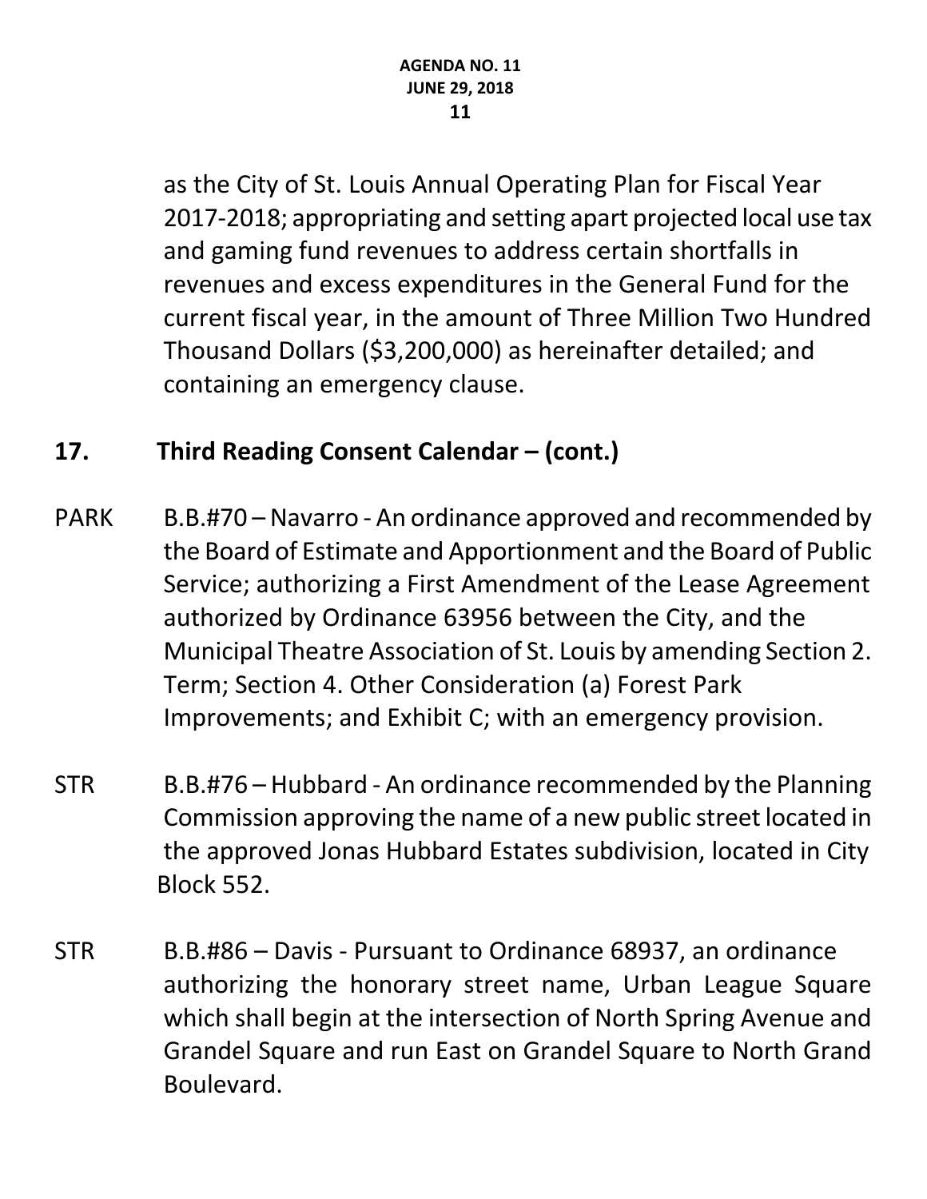as the City of St. Louis Annual Operating Plan for Fiscal Year 2017-2018; appropriating and setting apart projected local use tax and gaming fund revenues to address certain shortfalls in revenues and excess expenditures in the General Fund for the current fiscal year, in the amount of Three Million Two Hundred Thousand Dollars ($3,200,000) as hereinafter detailed; and containing an emergency clause.

## 17. Third Reading Consent Calendar – (cont.)

PARK B.B.#70 – Navarro - An ordinance approved and recommended by the Board of Estimate and Apportionment and the Board of Public Service; authorizing a First Amendment of the Lease Agreement authorized by Ordinance 63956 between the City, and the Municipal Theatre Association of St. Louis by amending Section 2. Term; Section 4. Other Consideration (a) Forest Park Improvements; and Exhibit C; with an emergency provision.

STR B.B.#76 – Hubbard - An ordinance recommended by the Planning Commission approving the name of a new public street located in the approved Jonas Hubbard Estates subdivision, located in City Block 552.

STR B.B.#86 – Davis - Pursuant to Ordinance 68937, an ordinance authorizing the honorary street name, Urban League Square which shall begin at the intersection of North Spring Avenue and Grandel Square and run East on Grandel Square to North Grand Boulevard.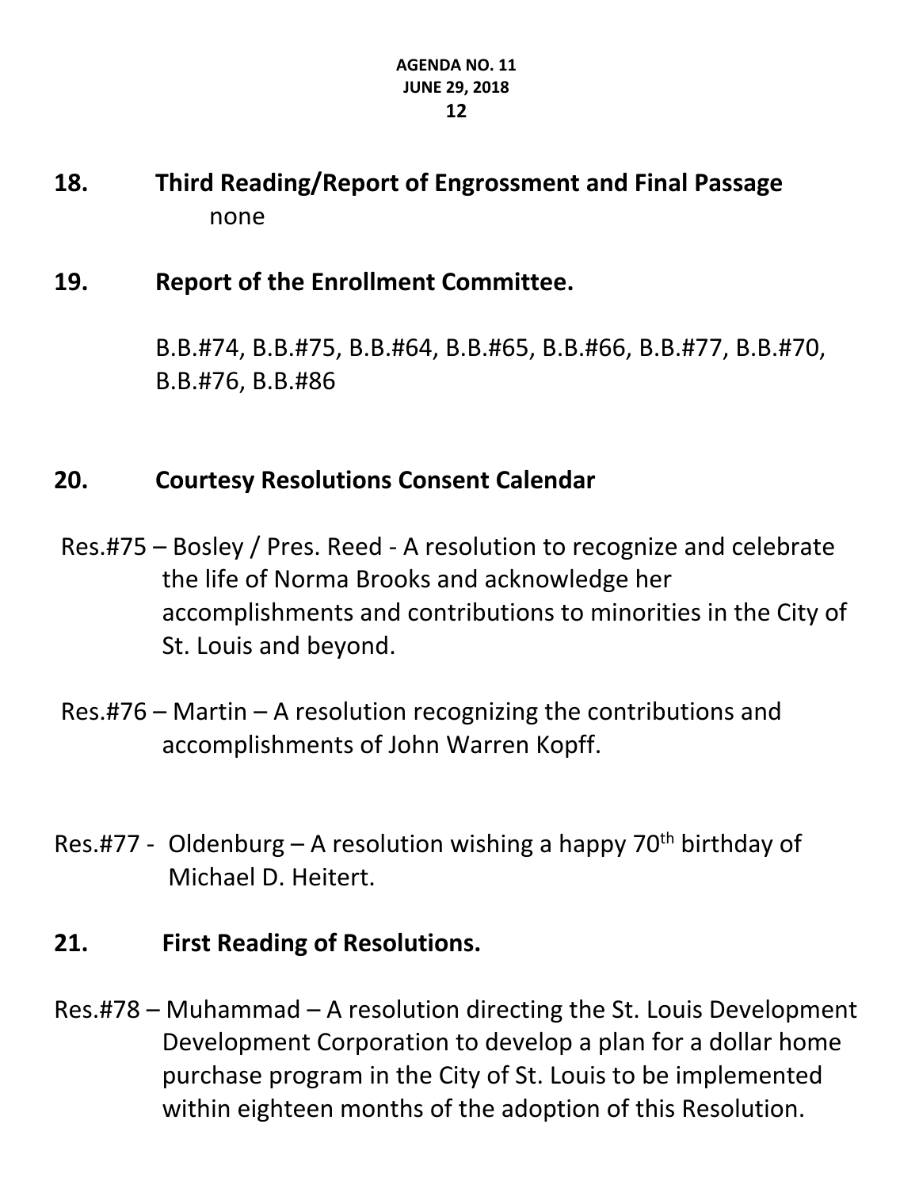## 18. Third Reading/Report of Engrossment and Final Passage

none

## 19. Report of the Enrollment Committee.

B.B.#74, B.B.#75, B.B.#64, B.B.#65, B.B.#66, B.B.#77, B.B.#70, B.B.#76, B.B.#86

## 20. Courtesy Resolutions Consent Calendar

Res.#75 – Bosley / Pres. Reed - A resolution to recognize and celebrate the life of Norma Brooks and acknowledge her accomplishments and contributions to minorities in the City of St. Louis and beyond.

Res.#76 – Martin – A resolution recognizing the contributions and accomplishments of John Warren Kopff.

Res.#77 - Oldenburg – A resolution wishing a happy 70th birthday of Michael D. Heitert.

## 21. First Reading of Resolutions.

Res.#78 – Muhammad – A resolution directing the St. Louis Development Development Corporation to develop a plan for a dollar home purchase program in the City of St. Louis to be implemented within eighteen months of the adoption of this Resolution.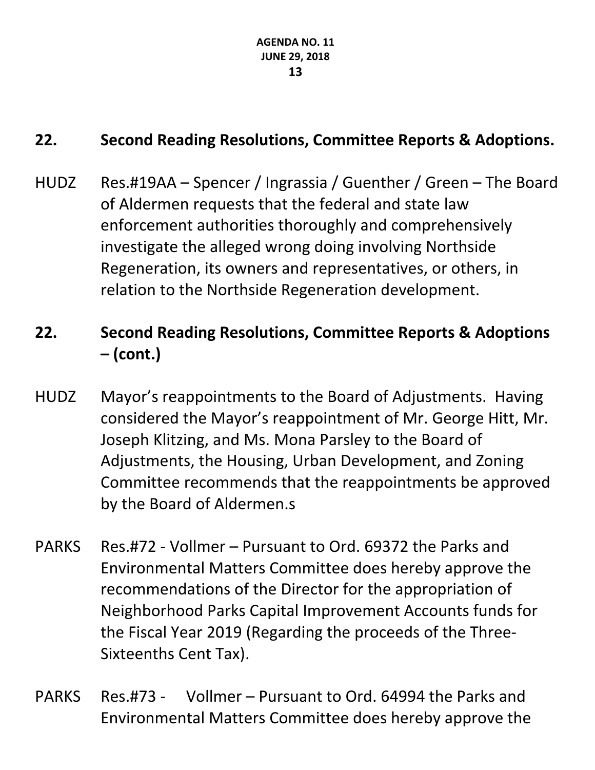## 22. Second Reading Resolutions, Committee Reports & Adoptions.

HUDZ Res.#19AA – Spencer / Ingrassia / Guenther / Green – The Board of Aldermen requests that the federal and state law enforcement authorities thoroughly and comprehensively investigate the alleged wrong doing involving Northside Regeneration, its owners and representatives, or others, in relation to the Northside Regeneration development.

## 22. Second Reading Resolutions, Committee Reports & Adoptions – (cont.)

HUDZ Mayor's reappointments to the Board of Adjustments. Having considered the Mayor's reappointment of Mr. George Hitt, Mr. Joseph Klitzing, and Ms. Mona Parsley to the Board of Adjustments, the Housing, Urban Development, and Zoning Committee recommends that the reappointments be approved by the Board of Aldermen.s

PARKS Res.#72 - Vollmer – Pursuant to Ord. 69372 the Parks and Environmental Matters Committee does hereby approve the recommendations of the Director for the appropriation of Neighborhood Parks Capital Improvement Accounts funds for the Fiscal Year 2019 (Regarding the proceeds of the Three-Sixteenths Cent Tax).

PARKS Res.#73 - Vollmer – Pursuant to Ord. 64994 the Parks and Environmental Matters Committee does hereby approve the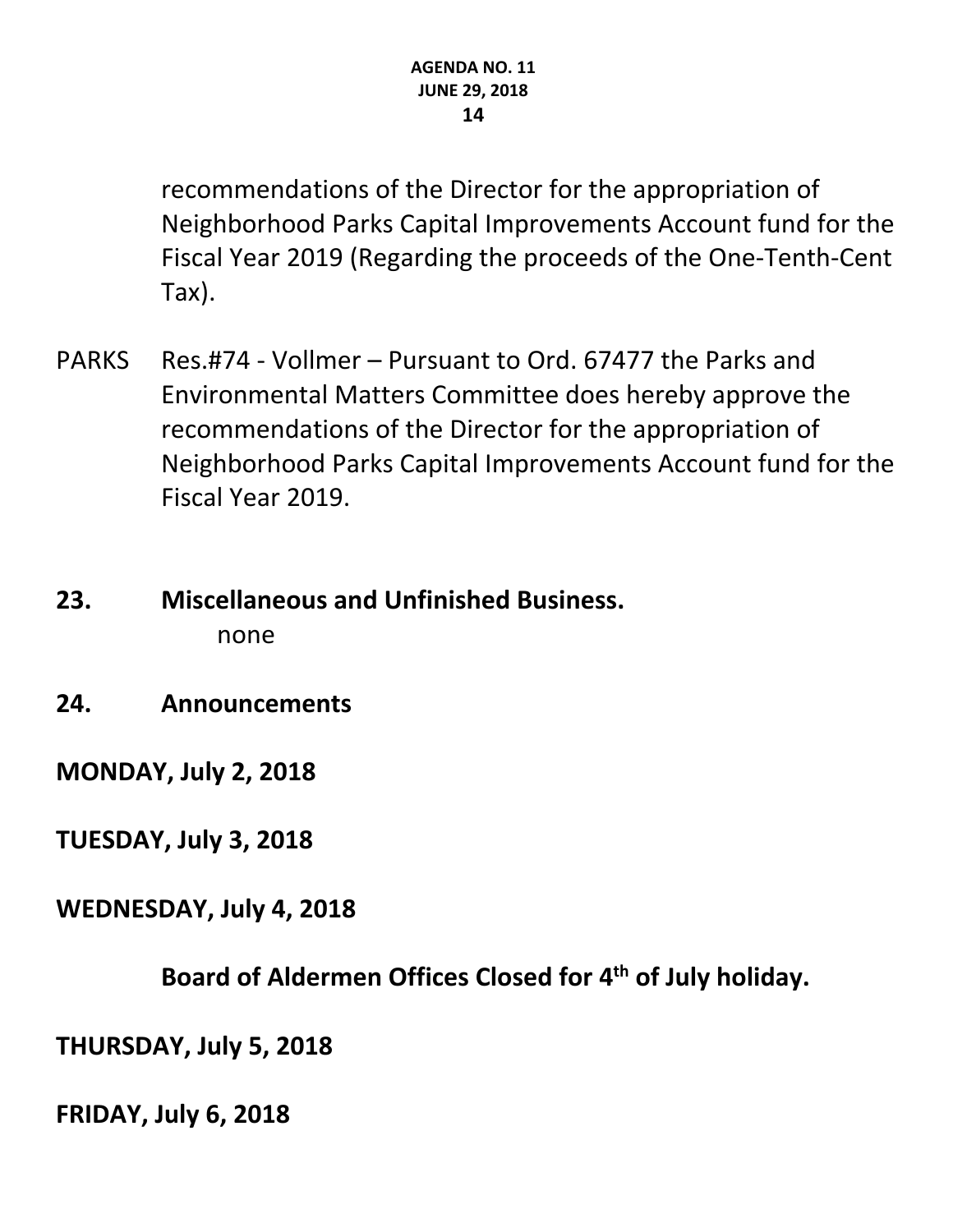recommendations of the Director for the appropriation of Neighborhood Parks Capital Improvements Account fund for the Fiscal Year 2019 (Regarding the proceeds of the One-Tenth-Cent Tax).

PARKS Res.#74 - Vollmer – Pursuant to Ord. 67477 the Parks and Environmental Matters Committee does hereby approve the recommendations of the Director for the appropriation of Neighborhood Parks Capital Improvements Account fund for the Fiscal Year 2019.

**23. Miscellaneous and Unfinished Business.**

none

**24. Announcements**

**MONDAY, July 2, 2018**

**TUESDAY, July 3, 2018**

**WEDNESDAY, July 4, 2018**

**Board of Aldermen Offices Closed for 4th of July holiday.**

**THURSDAY, July 5, 2018**

**FRIDAY, July 6, 2018**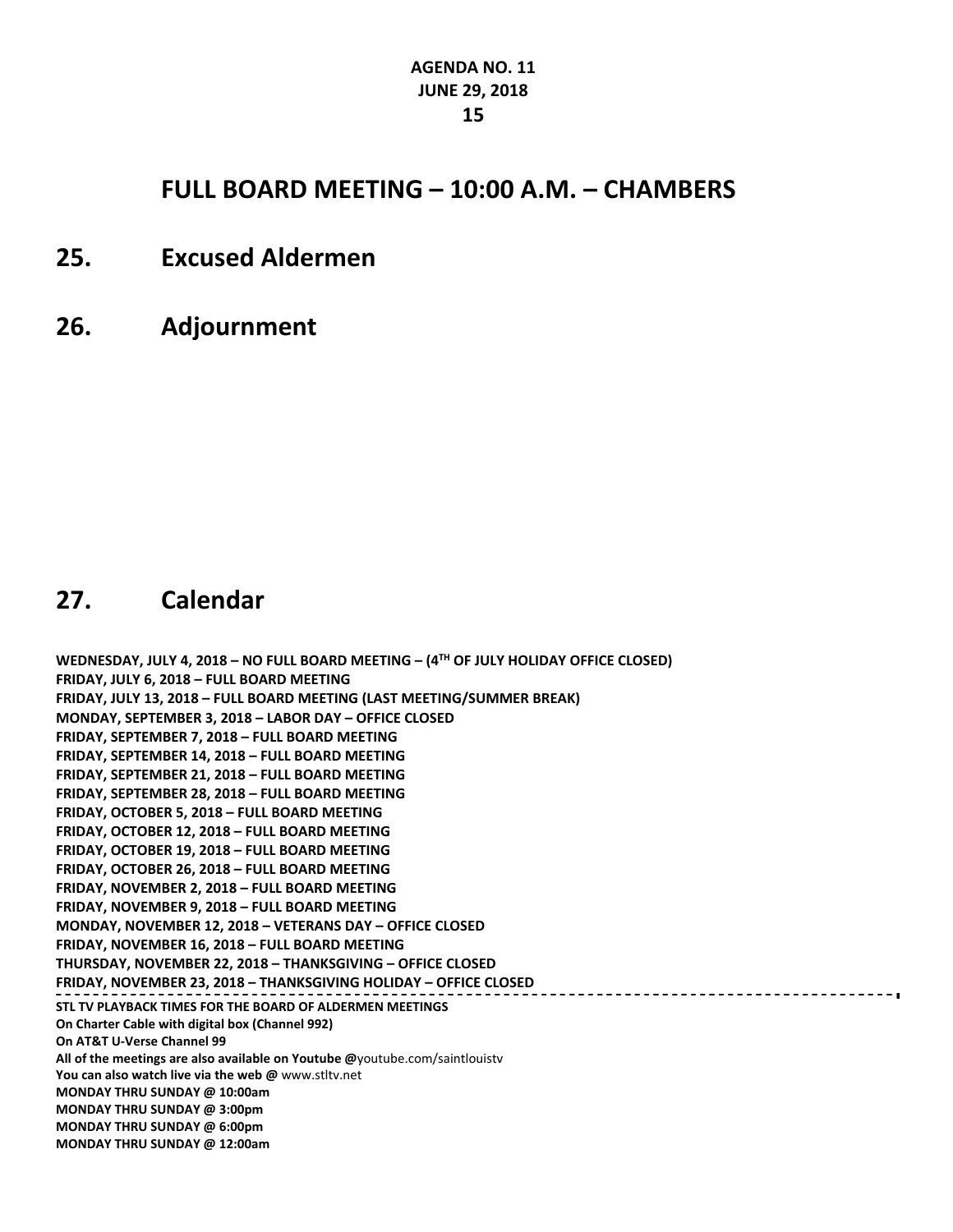**AGENDA NO. 11**
**JUNE 29, 2018**

## FULL BOARD MEETING – 10:00 A.M. – CHAMBERS

## 25. Excused Aldermen

## 26. Adjournment

## 27. Calendar

**WEDNESDAY, JULY 4, 2018 – NO FULL BOARD MEETING – (4TH OF JULY HOLIDAY OFFICE CLOSED)**
**FRIDAY, JULY 6, 2018 – FULL BOARD MEETING**
**FRIDAY, JULY 13, 2018 – FULL BOARD MEETING (LAST MEETING/SUMMER BREAK)**
**MONDAY, SEPTEMBER 3, 2018 – LABOR DAY – OFFICE CLOSED**
**FRIDAY, SEPTEMBER 7, 2018 – FULL BOARD MEETING**
**FRIDAY, SEPTEMBER 14, 2018 – FULL BOARD MEETING**
**FRIDAY, SEPTEMBER 21, 2018 – FULL BOARD MEETING**
**FRIDAY, SEPTEMBER 28, 2018 – FULL BOARD MEETING**
**FRIDAY, OCTOBER 5, 2018 – FULL BOARD MEETING**
**FRIDAY, OCTOBER 12, 2018 – FULL BOARD MEETING**
**FRIDAY, OCTOBER 19, 2018 – FULL BOARD MEETING**
**FRIDAY, OCTOBER 26, 2018 – FULL BOARD MEETING**
**FRIDAY, NOVEMBER 2, 2018 – FULL BOARD MEETING**
**FRIDAY, NOVEMBER 9, 2018 – FULL BOARD MEETING**
**MONDAY, NOVEMBER 12, 2018 – VETERANS DAY – OFFICE CLOSED**
**FRIDAY, NOVEMBER 16, 2018 – FULL BOARD MEETING**
**THURSDAY, NOVEMBER 22, 2018 – THANKSGIVING – OFFICE CLOSED**
**FRIDAY, NOVEMBER 23, 2018 – THANKSGIVING HOLIDAY – OFFICE CLOSED**

---

**STL TV PLAYBACK TIMES FOR THE BOARD OF ALDERMEN MEETINGS**
**On Charter Cable with digital box (Channel 992)**
**On AT&T U-Verse Channel 99**
**All of the meetings are also available on Youtube @**youtube.com/saintlouistv
**You can also watch live via the web @** www.stltv.net
**MONDAY THRU SUNDAY @ 10:00am**
**MONDAY THRU SUNDAY @ 3:00pm**
**MONDAY THRU SUNDAY @ 6:00pm**
**MONDAY THRU SUNDAY @ 12:00am**